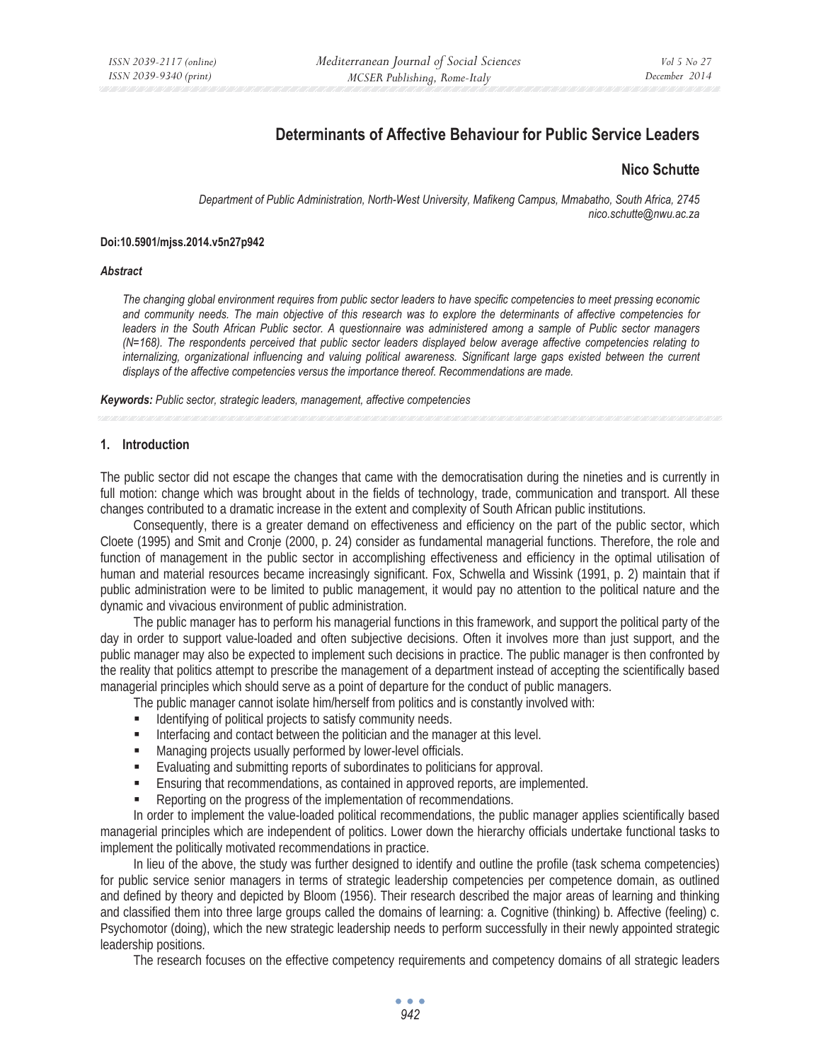# Determinants of Affective Behaviour for Public Service Leaders

## Nico Schutte

*Department of Public Administration, North-West University, Mafikeng Campus, Mmabatho, South Africa, 2745*
*nico.schutte@nwu.ac.za*

**Doi:10.5901/mjss.2014.v5n27p942**

***Abstract***

*The changing global environment requires from public sector leaders to have specific competencies to meet pressing economic and community needs. The main objective of this research was to explore the determinants of affective competencies for leaders in the South African Public sector. A questionnaire was administered among a sample of Public sector managers (N=168). The respondents perceived that public sector leaders displayed below average affective competencies relating to internalizing, organizational influencing and valuing political awareness. Significant large gaps existed between the current displays of the affective competencies versus the importance thereof. Recommendations are made.*

***Keywords:*** *Public sector, strategic leaders, management, affective competencies*

## 1. Introduction

The public sector did not escape the changes that came with the democratisation during the nineties and is currently in full motion: change which was brought about in the fields of technology, trade, communication and transport. All these changes contributed to a dramatic increase in the extent and complexity of South African public institutions.

Consequently, there is a greater demand on effectiveness and efficiency on the part of the public sector, which Cloete (1995) and Smit and Cronje (2000, p. 24) consider as fundamental managerial functions. Therefore, the role and function of management in the public sector in accomplishing effectiveness and efficiency in the optimal utilisation of human and material resources became increasingly significant. Fox, Schwella and Wissink (1991, p. 2) maintain that if public administration were to be limited to public management, it would pay no attention to the political nature and the dynamic and vivacious environment of public administration.

The public manager has to perform his managerial functions in this framework, and support the political party of the day in order to support value-loaded and often subjective decisions. Often it involves more than just support, and the public manager may also be expected to implement such decisions in practice. The public manager is then confronted by the reality that politics attempt to prescribe the management of a department instead of accepting the scientifically based managerial principles which should serve as a point of departure for the conduct of public managers.

The public manager cannot isolate him/herself from politics and is constantly involved with:

- Identifying of political projects to satisfy community needs.
- Interfacing and contact between the politician and the manager at this level.
- Managing projects usually performed by lower-level officials.
- Evaluating and submitting reports of subordinates to politicians for approval.
- Ensuring that recommendations, as contained in approved reports, are implemented.
- Reporting on the progress of the implementation of recommendations.

In order to implement the value-loaded political recommendations, the public manager applies scientifically based managerial principles which are independent of politics. Lower down the hierarchy officials undertake functional tasks to implement the politically motivated recommendations in practice.

In lieu of the above, the study was further designed to identify and outline the profile (task schema competencies) for public service senior managers in terms of strategic leadership competencies per competence domain, as outlined and defined by theory and depicted by Bloom (1956). Their research described the major areas of learning and thinking and classified them into three large groups called the domains of learning: a. Cognitive (thinking) b. Affective (feeling) c. Psychomotor (doing), which the new strategic leadership needs to perform successfully in their newly appointed strategic leadership positions.

The research focuses on the effective competency requirements and competency domains of all strategic leaders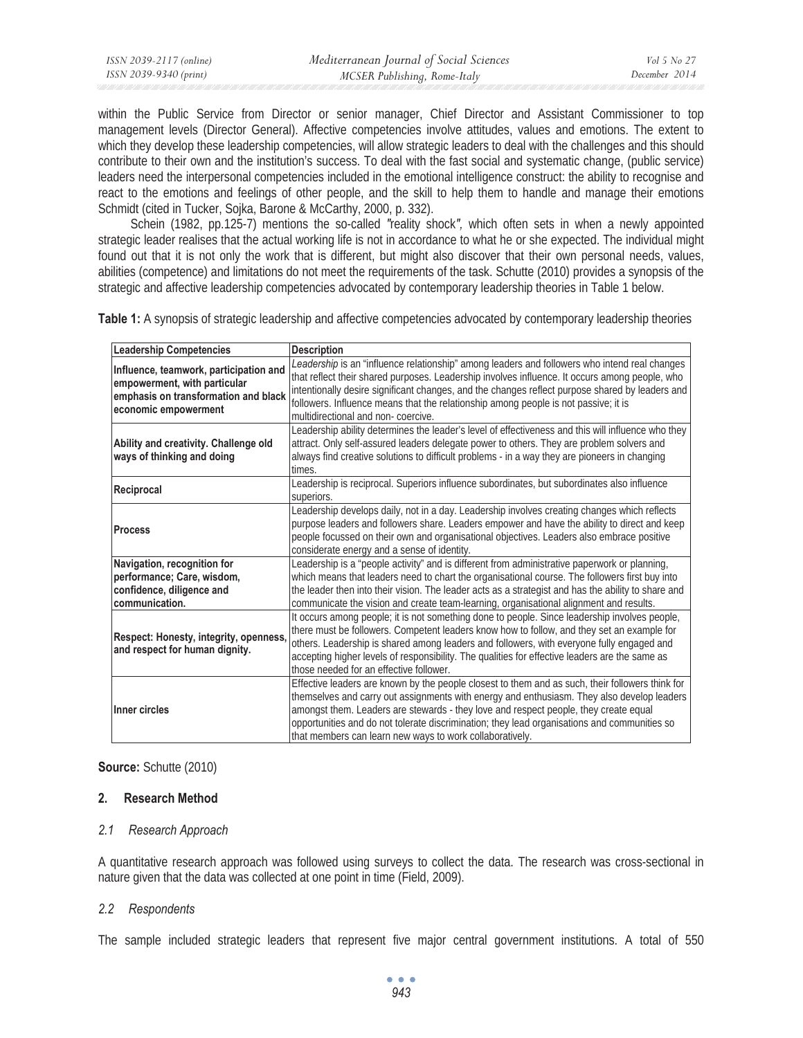within the Public Service from Director or senior manager, Chief Director and Assistant Commissioner to top management levels (Director General). Affective competencies involve attitudes, values and emotions. The extent to which they develop these leadership competencies, will allow strategic leaders to deal with the challenges and this should contribute to their own and the institution's success. To deal with the fast social and systematic change, (public service) leaders need the interpersonal competencies included in the emotional intelligence construct: the ability to recognise and react to the emotions and feelings of other people, and the skill to help them to handle and manage their emotions Schmidt (cited in Tucker, Sojka, Barone & McCarthy, 2000, p. 332).

Schein (1982, pp.125-7) mentions the so-called *"reality shock"*, which often sets in when a newly appointed strategic leader realises that the actual working life is not in accordance to what he or she expected. The individual might found out that it is not only the work that is different, but might also discover that their own personal needs, values, abilities (competence) and limitations do not meet the requirements of the task. Schutte (2010) provides a synopsis of the strategic and affective leadership competencies advocated by contemporary leadership theories in Table 1 below.

**Table 1:** A synopsis of strategic leadership and affective competencies advocated by contemporary leadership theories

| Leadership Competencies | Description |
|---|---|
| **Influence, teamwork, participation and empowerment, with particular emphasis on transformation and black economic empowerment** | *Leadership* is an "influence relationship" among leaders and followers who intend real changes that reflect their shared purposes. Leadership involves influence. It occurs among people, who intentionally desire significant changes, and the changes reflect purpose shared by leaders and followers. Influence means that the relationship among people is not passive; it is multidirectional and non- coercive. |
| **Ability and creativity. Challenge old ways of thinking and doing** | Leadership ability determines the leader's level of effectiveness and this will influence who they attract. Only self-assured leaders delegate power to others. They are problem solvers and always find creative solutions to difficult problems - in a way they are pioneers in changing times. |
| **Reciprocal** | Leadership is reciprocal. Superiors influence subordinates, but subordinates also influence superiors. |
| **Process** | Leadership develops daily, not in a day. Leadership involves creating changes which reflects purpose leaders and followers share. Leaders empower and have the ability to direct and keep people focussed on their own and organisational objectives. Leaders also embrace positive considerate energy and a sense of identity. |
| **Navigation, recognition for performance; Care, wisdom, confidence, diligence and communication.** | Leadership is a "people activity" and is different from administrative paperwork or planning, which means that leaders need to chart the organisational course. The followers first buy into the leader then into their vision. The leader acts as a strategist and has the ability to share and communicate the vision and create team-learning, organisational alignment and results. |
| **Respect: Honesty, integrity, openness, and respect for human dignity.** | It occurs among people; it is not something done to people. Since leadership involves people, there must be followers. Competent leaders know how to follow, and they set an example for others. Leadership is shared among leaders and followers, with everyone fully engaged and accepting higher levels of responsibility. The qualities for effective leaders are the same as those needed for an effective follower. |
| **Inner circles** | Effective leaders are known by the people closest to them and as such, their followers think for themselves and carry out assignments with energy and enthusiasm. They also develop leaders amongst them. Leaders are stewards - they love and respect people, they create equal opportunities and do not tolerate discrimination; they lead organisations and communities so that members can learn new ways to work collaboratively. |

**Source:** Schutte (2010)

## 2. Research Method

### *2.1 Research Approach*

A quantitative research approach was followed using surveys to collect the data. The research was cross-sectional in nature given that the data was collected at one point in time (Field, 2009).

### *2.2 Respondents*

The sample included strategic leaders that represent five major central government institutions. A total of 550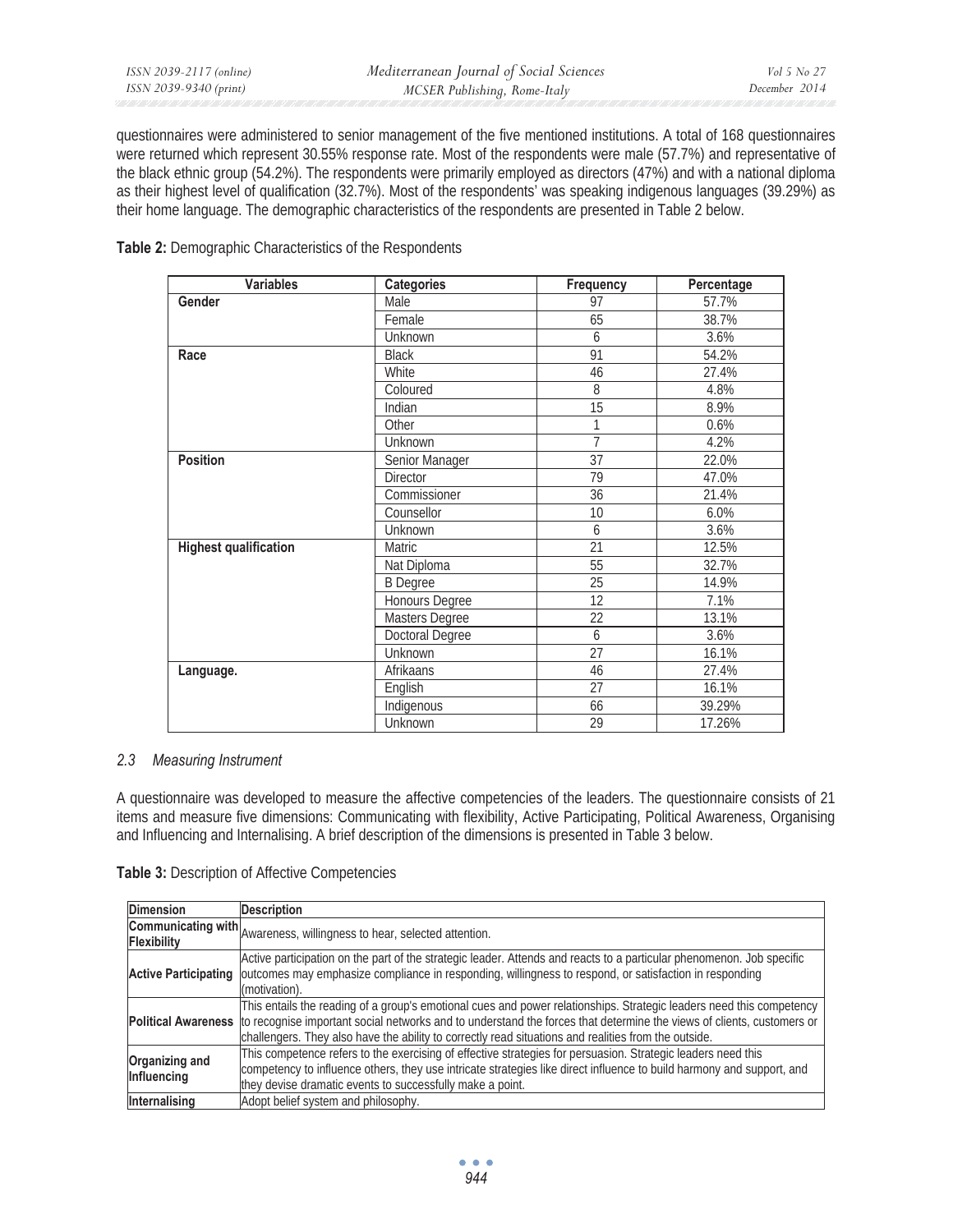questionnaires were administered to senior management of the five mentioned institutions. A total of 168 questionnaires were returned which represent 30.55% response rate. Most of the respondents were male (57.7%) and representative of the black ethnic group (54.2%). The respondents were primarily employed as directors (47%) and with a national diploma as their highest level of qualification (32.7%). Most of the respondents' was speaking indigenous languages (39.29%) as their home language. The demographic characteristics of the respondents are presented in Table 2 below.

**Table 2:** Demographic Characteristics of the Respondents

| Variables | Categories | Frequency | Percentage |
|---|---|---|---|
| **Gender** | Male | 97 | 57.7% |
| | Female | 65 | 38.7% |
| | Unknown | 6 | 3.6% |
| **Race** | Black | 91 | 54.2% |
| | White | 46 | 27.4% |
| | Coloured | 8 | 4.8% |
| | Indian | 15 | 8.9% |
| | Other | 1 | 0.6% |
| | Unknown | 7 | 4.2% |
| **Position** | Senior Manager | 37 | 22.0% |
| | Director | 79 | 47.0% |
| | Commissioner | 36 | 21.4% |
| | Counsellor | 10 | 6.0% |
| | Unknown | 6 | 3.6% |
| **Highest qualification** | Matric | 21 | 12.5% |
| | Nat Diploma | 55 | 32.7% |
| | B Degree | 25 | 14.9% |
| | Honours Degree | 12 | 7.1% |
| | Masters Degree | 22 | 13.1% |
| | Doctoral Degree | 6 | 3.6% |
| | Unknown | 27 | 16.1% |
| **Language.** | Afrikaans | 46 | 27.4% |
| | English | 27 | 16.1% |
| | Indigenous | 66 | 39.29% |
| | Unknown | 29 | 17.26% |

### *2.3 Measuring Instrument*

A questionnaire was developed to measure the affective competencies of the leaders. The questionnaire consists of 21 items and measure five dimensions: Communicating with flexibility, Active Participating, Political Awareness, Organising and Influencing and Internalising. A brief description of the dimensions is presented in Table 3 below.

**Table 3:** Description of Affective Competencies

| Dimension | Description |
|---|---|
| **Communicating with Flexibility** | Awareness, willingness to hear, selected attention. |
| **Active Participating** | Active participation on the part of the strategic leader. Attends and reacts to a particular phenomenon. Job specific outcomes may emphasize compliance in responding, willingness to respond, or satisfaction in responding (motivation). |
| **Political Awareness** | This entails the reading of a group's emotional cues and power relationships. Strategic leaders need this competency to recognise important social networks and to understand the forces that determine the views of clients, customers or challengers. They also have the ability to correctly read situations and realities from the outside. |
| **Organizing and Influencing** | This competence refers to the exercising of effective strategies for persuasion. Strategic leaders need this competency to influence others, they use intricate strategies like direct influence to build harmony and support, and they devise dramatic events to successfully make a point. |
| **Internalising** | Adopt belief system and philosophy. |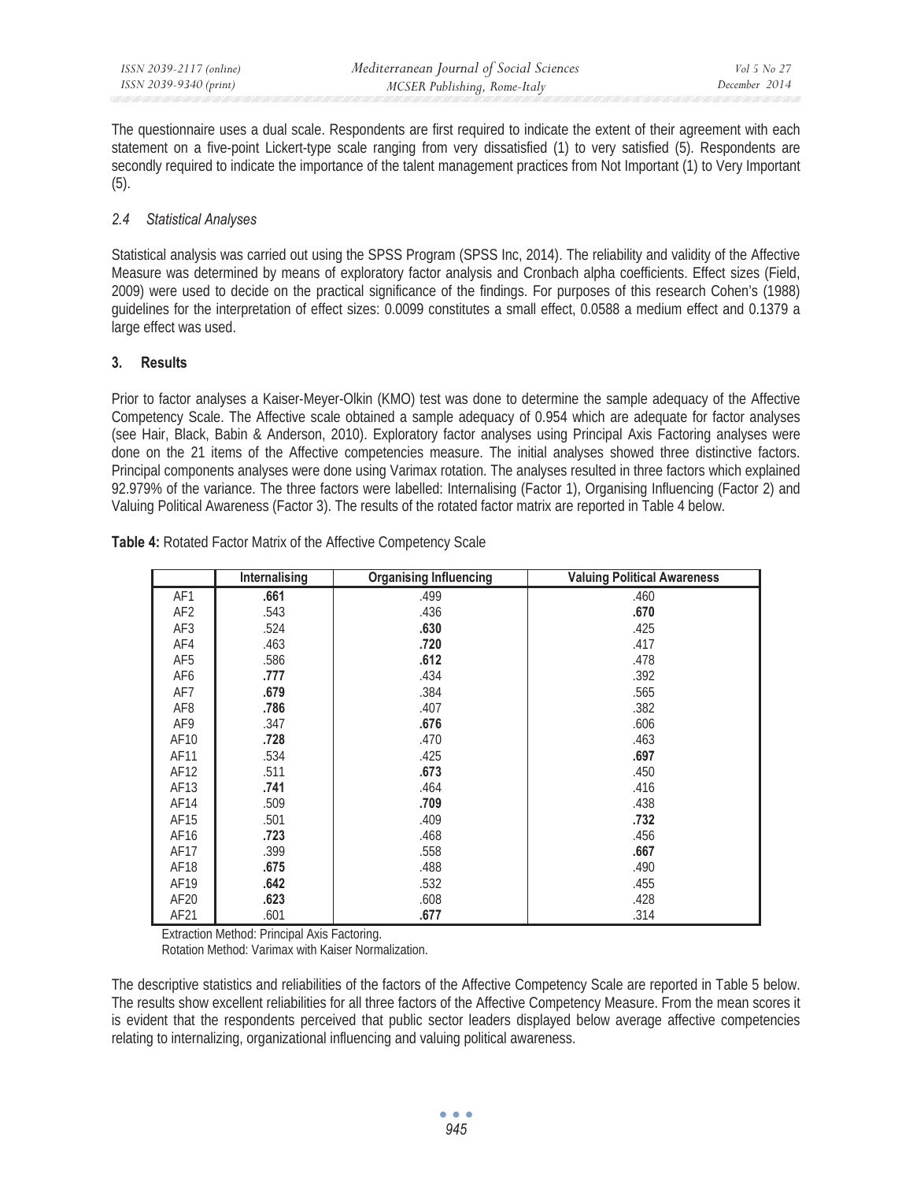The questionnaire uses a dual scale. Respondents are first required to indicate the extent of their agreement with each statement on a five-point Lickert-type scale ranging from very dissatisfied (1) to very satisfied (5). Respondents are secondly required to indicate the importance of the talent management practices from Not Important (1) to Very Important (5).

### *2.4 Statistical Analyses*

Statistical analysis was carried out using the SPSS Program (SPSS Inc, 2014). The reliability and validity of the Affective Measure was determined by means of exploratory factor analysis and Cronbach alpha coefficients. Effect sizes (Field, 2009) were used to decide on the practical significance of the findings. For purposes of this research Cohen's (1988) guidelines for the interpretation of effect sizes: 0.0099 constitutes a small effect, 0.0588 a medium effect and 0.1379 a large effect was used.

## 3. Results

Prior to factor analyses a Kaiser-Meyer-Olkin (KMO) test was done to determine the sample adequacy of the Affective Competency Scale. The Affective scale obtained a sample adequacy of 0.954 which are adequate for factor analyses (see Hair, Black, Babin & Anderson, 2010). Exploratory factor analyses using Principal Axis Factoring analyses were done on the 21 items of the Affective competencies measure. The initial analyses showed three distinctive factors. Principal components analyses were done using Varimax rotation. The analyses resulted in three factors which explained 92.979% of the variance. The three factors were labelled: Internalising (Factor 1), Organising Influencing (Factor 2) and Valuing Political Awareness (Factor 3). The results of the rotated factor matrix are reported in Table 4 below.

**Table 4:** Rotated Factor Matrix of the Affective Competency Scale

| | Internalising | Organising Influencing | Valuing Political Awareness |
|---|---|---|---|
| AF1 | **.661** | .499 | .460 |
| AF2 | .543 | .436 | **.670** |
| AF3 | .524 | **.630** | .425 |
| AF4 | .463 | **.720** | .417 |
| AF5 | .586 | **.612** | .478 |
| AF6 | **.777** | .434 | .392 |
| AF7 | **.679** | .384 | .565 |
| AF8 | **.786** | .407 | .382 |
| AF9 | .347 | **.676** | .606 |
| AF10 | **.728** | .470 | .463 |
| AF11 | .534 | .425 | **.697** |
| AF12 | .511 | **.673** | .450 |
| AF13 | **.741** | .464 | .416 |
| AF14 | .509 | **.709** | .438 |
| AF15 | .501 | .409 | **.732** |
| AF16 | **.723** | .468 | .456 |
| AF17 | .399 | .558 | **.667** |
| AF18 | **.675** | .488 | .490 |
| AF19 | **.642** | .532 | .455 |
| AF20 | **.623** | .608 | .428 |
| AF21 | .601 | **.677** | .314 |

Extraction Method: Principal Axis Factoring.
Rotation Method: Varimax with Kaiser Normalization.

The descriptive statistics and reliabilities of the factors of the Affective Competency Scale are reported in Table 5 below. The results show excellent reliabilities for all three factors of the Affective Competency Measure. From the mean scores it is evident that the respondents perceived that public sector leaders displayed below average affective competencies relating to internalizing, organizational influencing and valuing political awareness.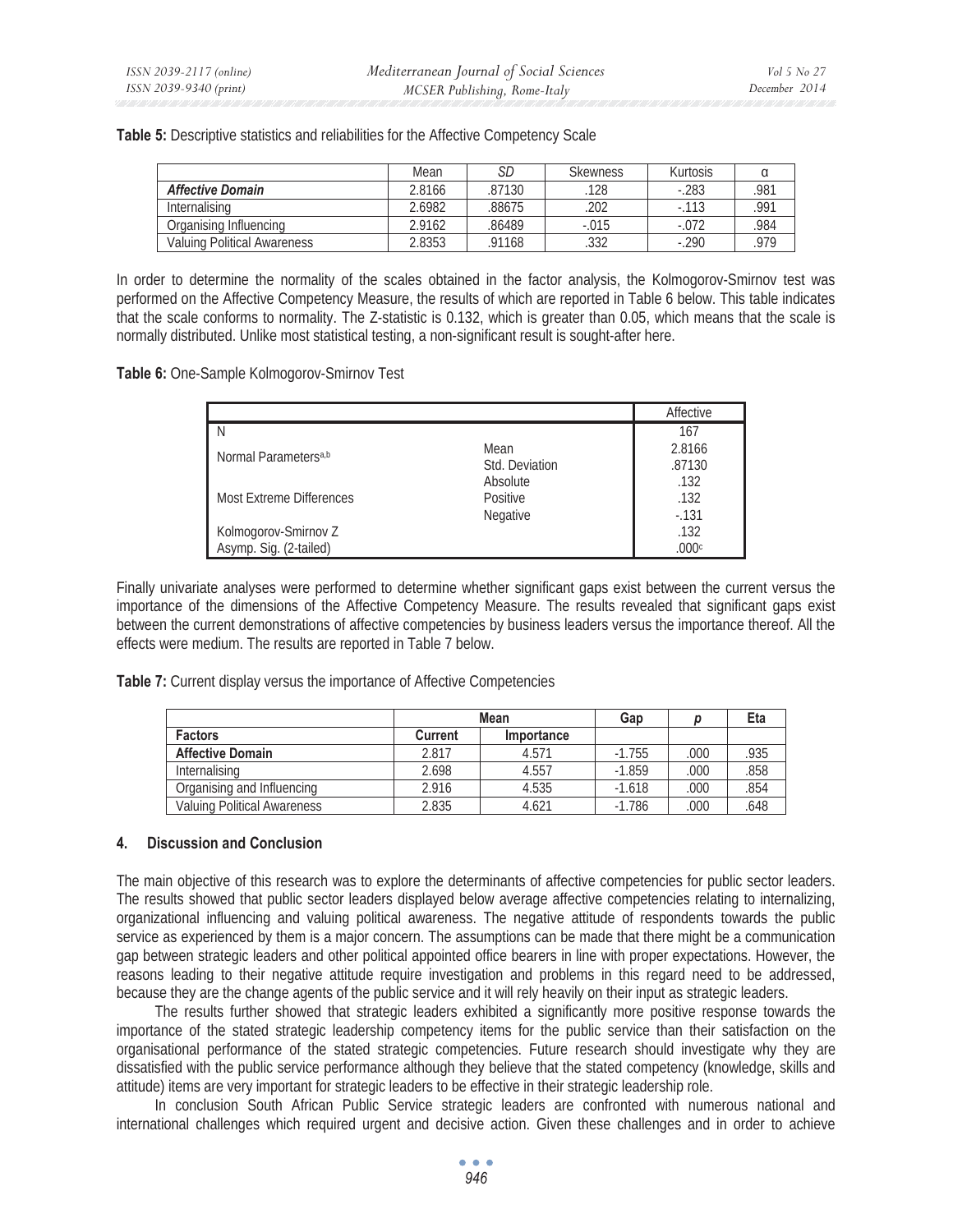**Table 5:** Descriptive statistics and reliabilities for the Affective Competency Scale

| | Mean | *SD* | Skewness | Kurtosis | α |
|---|---|---|---|---|---|
| ***Affective Domain*** | 2.8166 | .87130 | .128 | -.283 | .981 |
| Internalising | 2.6982 | .88675 | .202 | -.113 | .991 |
| Organising Influencing | 2.9162 | .86489 | -.015 | -.072 | .984 |
| Valuing Political Awareness | 2.8353 | .91168 | .332 | -.290 | .979 |

In order to determine the normality of the scales obtained in the factor analysis, the Kolmogorov-Smirnov test was performed on the Affective Competency Measure, the results of which are reported in Table 6 below. This table indicates that the scale conforms to normality. The Z-statistic is 0.132, which is greater than 0.05, which means that the scale is normally distributed. Unlike most statistical testing, a non-significant result is sought-after here.

**Table 6:** One-Sample Kolmogorov-Smirnov Test

| | | Affective |
|---|---|---|
| N | | 167 |
| Normal Parameters[a,b] | Mean | 2.8166 |
| | Std. Deviation | .87130 |
| Most Extreme Differences | Absolute | .132 |
| | Positive | .132 |
| | Negative | -.131 |
| Kolmogorov-Smirnov Z | | .132 |
| Asymp. Sig. (2-tailed) | | .000[c] |

Finally univariate analyses were performed to determine whether significant gaps exist between the current versus the importance of the dimensions of the Affective Competency Measure. The results revealed that significant gaps exist between the current demonstrations of affective competencies by business leaders versus the importance thereof. All the effects were medium. The results are reported in Table 7 below.

**Table 7:** Current display versus the importance of Affective Competencies

| | Mean | | Gap | *p* | Eta |
|---|---|---|---|---|---|
| **Factors** | **Current** | **Importance** | | | |
| **Affective Domain** | 2.817 | 4.571 | -1.755 | .000 | .935 |
| Internalising | 2.698 | 4.557 | -1.859 | .000 | .858 |
| Organising and Influencing | 2.916 | 4.535 | -1.618 | .000 | .854 |
| Valuing Political Awareness | 2.835 | 4.621 | -1.786 | .000 | .648 |

## 4. Discussion and Conclusion

The main objective of this research was to explore the determinants of affective competencies for public sector leaders. The results showed that public sector leaders displayed below average affective competencies relating to internalizing, organizational influencing and valuing political awareness. The negative attitude of respondents towards the public service as experienced by them is a major concern. The assumptions can be made that there might be a communication gap between strategic leaders and other political appointed office bearers in line with proper expectations. However, the reasons leading to their negative attitude require investigation and problems in this regard need to be addressed, because they are the change agents of the public service and it will rely heavily on their input as strategic leaders.

The results further showed that strategic leaders exhibited a significantly more positive response towards the importance of the stated strategic leadership competency items for the public service than their satisfaction on the organisational performance of the stated strategic competencies. Future research should investigate why they are dissatisfied with the public service performance although they believe that the stated competency (knowledge, skills and attitude) items are very important for strategic leaders to be effective in their strategic leadership role.

In conclusion South African Public Service strategic leaders are confronted with numerous national and international challenges which required urgent and decisive action. Given these challenges and in order to achieve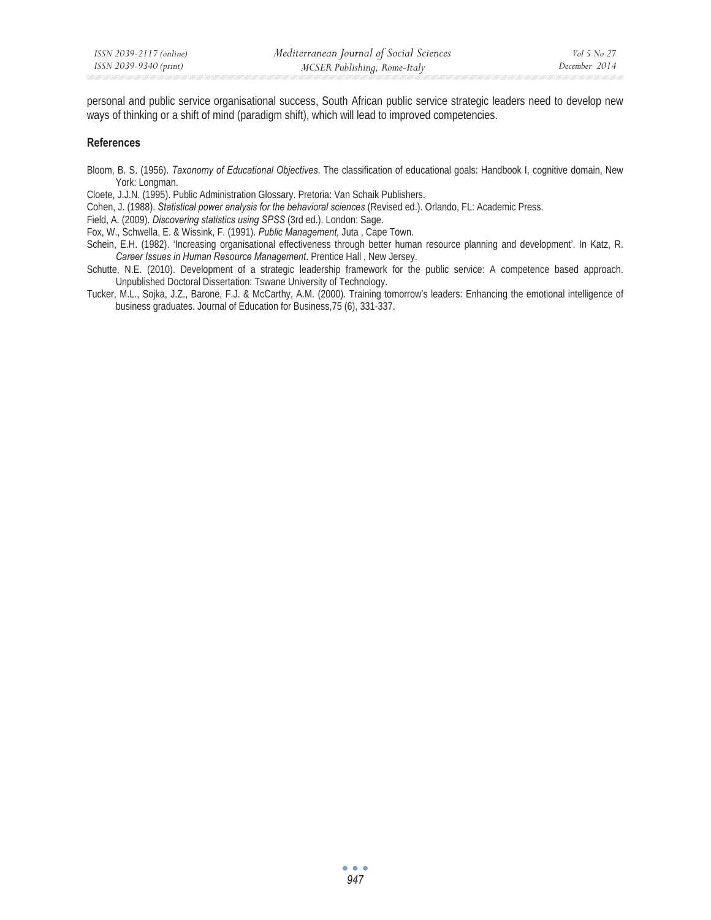personal and public service organisational success, South African public service strategic leaders need to develop new ways of thinking or a shift of mind (paradigm shift), which will lead to improved competencies.

## References

Bloom, B. S. (1956). *Taxonomy of Educational Objectives*. The classification of educational goals: Handbook I, cognitive domain, New York: Longman.

Cloete, J.J.N. (1995). Public Administration Glossary. Pretoria: Van Schaik Publishers.

Cohen, J. (1988). *Statistical power analysis for the behavioral sciences* (Revised ed.). Orlando, FL: Academic Press.

Field, A. (2009). *Discovering statistics using SPSS* (3rd ed.). London: Sage.

Fox, W., Schwella, E. & Wissink, F. (1991). *Public Management,* Juta , Cape Town.

Schein, E.H. (1982). 'Increasing organisational effectiveness through better human resource planning and development'. In Katz, R. *Career Issues in Human Resource Management*. Prentice Hall , New Jersey.

Schutte, N.E. (2010). Development of a strategic leadership framework for the public service: A competence based approach. Unpublished Doctoral Dissertation: Tswane University of Technology.

Tucker, M.L., Sojka, J.Z., Barone, F.J. & McCarthy, A.M. (2000). Training tomorrow's leaders: Enhancing the emotional intelligence of business graduates. Journal of Education for Business,75 (6), 331-337.